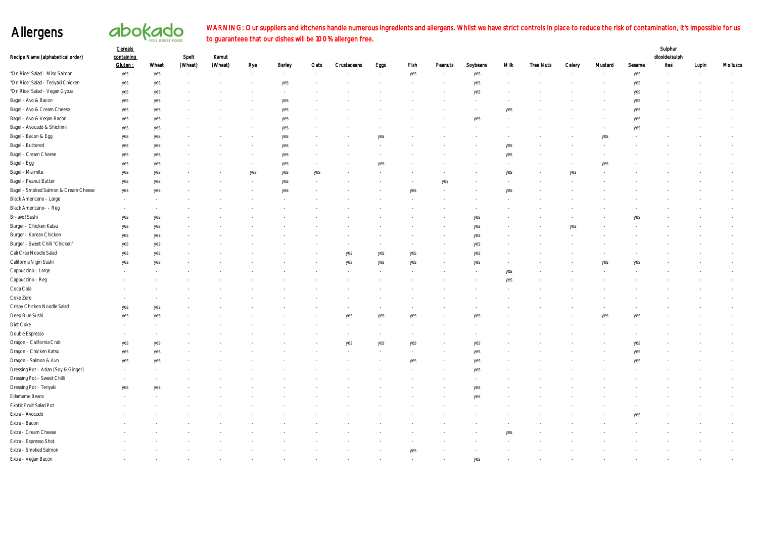# Allergens

abokado FEEL GREAT FOOD

**WARNING: Our suppliers and kitchens handle numerous ingredients and allergens. Whilst we have strict controls in place to reduce the risk of contamination, it's impossible for us to guaranteee that our dishes will be 100% allergen free.**

| Recipe Name (alphabetical order) | Cereals containing Gluten: | Wheat | Spelt (Wheat) | Kamut (Wheat) | Rye | Barley | Oats | Crustaceans | Eggs | Fish | Peanuts | Soybeans | Milk | Tree Nuts | Celery | Mustard | Sesame | Sulphur dioxide/sulphites | Lupin | Molluscs |
|---|---|---|---|---|---|---|---|---|---|---|---|---|---|---|---|---|---|---|---|---|
| "On Rice" Salad - Miso Salmon | yes | yes | - | - | - | - | - | - | - | yes | - | yes | - | - | - | - | yes | - | - | - |
| "On Rice" Salad - Teriyaki Chicken | yes | yes | - | - | - | yes | - | - | - | - | - | yes | - | - | - | - | yes | - | - | - |
| "On Rice" Salad - Vegan Gyoza | yes | yes | - | - | - | - | - | - | - | - | - | yes | - | - | - | - | yes | - | - | - |
| Bagel - Avo & Bacon | yes | yes | - | - | - | yes | - | - | - | - | - | - | - | - | - | - | yes | - | - | - |
| Bagel - Avo & Cream Cheese | yes | yes | - | - | - | yes | - | - | - | - | - | - | yes | - | - | - | yes | - | - | - |
| Bagel - Avo & Vegan Bacon | yes | yes | - | - | - | yes | - | - | - | - | - | yes | - | - | - | - | yes | - | - | - |
| Bagel - Avocado & Shichimi | yes | yes | - | - | - | yes | - | - | - | - | - | - | - | - | - | - | yes | - | - | - |
| Bagel - Bacon & Egg | yes | yes | - | - | - | yes | - | - | yes | - | - | - | - | - | - | yes | - | - | - | - |
| Bagel - Buttered | yes | yes | - | - | - | yes | - | - | - | - | - | - | yes | - | - | - | - | - | - | - |
| Bagel - Cream Cheese | yes | yes | - | - | - | yes | - | - | - | - | - | - | yes | - | - | - | - | - | - | - |
| Bagel - Egg | yes | yes | - | - | - | yes | - | - | yes | - | - | - | - | - | - | yes | - | - | - | - |
| Bagel - Marmite | yes | yes | - | - | yes | yes | yes | - | - | - | - | - | yes | - | yes | - | - | - | - | - |
| Bagel - Peanut Butter | yes | yes | - | - | - | yes | - | - | - | - | yes | - | - | - | - | - | - | - | - | - |
| Bagel - Smoked Salmon & Cream Cheese | yes | yes | - | - | - | yes | - | - | - | yes | - | - | yes | - | - | - | - | - | - | - |
| Black Americano - Large | - | - | - | - | - | - | - | - | - | - | - | - | - | - | - | - | - | - | - | - |
| Black Americano- - Reg | - | - | - | - | - | - | - | - | - | - | - | - | - | - | - | - | - | - | - | - |
| Br-avo! Sushi | yes | yes | - | - | - | - | - | - | - | - | - | yes | - | - | - | - | yes | - | - | - |
| Burger - Chicken Katsu | yes | yes | - | - | - | - | - | - | - | - | - | yes | - | - | yes | - | - | - | - | - |
| Burger - Korean Chicken | yes | yes | - | - | - | - | - | - | - | - | - | yes | - | - | - | - | - | - | - | - |
| Burger - Sweet Chilli "Chicken" | yes | yes | - | - | - | - | - | - | - | - | - | yes | - | - | - | - | - | - | - | - |
| Cali Crab Noodle Salad | yes | yes | - | - | - | - | - | yes | yes | yes | - | yes | - | - | - | - | - | - | - | - |
| California Nigiri Sushi | yes | yes | - | - | - | - | - | yes | yes | yes | - | yes | - | - | - | yes | yes | - | - | - |
| Cappuccino - Large | - | - | - | - | - | - | - | - | - | - | - | - | yes | - | - | - | - | - | - | - |
| Cappuccino - Reg | - | - | - | - | - | - | - | - | - | - | - | - | yes | - | - | - | - | - | - | - |
| Coca Cola | - | - | - | - | - | - | - | - | - | - | - | - | - | - | - | - | - | - | - | - |
| Coke Zero | - | - | - | - | - | - | - | - | - | - | - | - | - | - | - | - | - | - | - | - |
| Crispy Chicken Noodle Salad | yes | yes | - | - | - | - | - | - | - | - | - | - | - | - | - | - | - | - | - | - |
| Deep Blue Sushi | yes | yes | - | - | - | - | - | yes | yes | yes | - | yes | - | - | - | yes | yes | - | - | - |
| Diet Coke | - | - | - | - | - | - | - | - | - | - | - | - | - | - | - | - | - | - | - | - |
| Double Espresso | - | - | - | - | - | - | - | - | - | - | - | - | - | - | - | - | - | - | - | - |
| Dragon - California Crab | yes | yes | - | - | - | - | - | yes | yes | yes | - | yes | - | - | - | - | yes | - | - | - |
| Dragon - Chicken Katsu | yes | yes | - | - | - | - | - | - | - | - | - | yes | - | - | - | - | yes | - | - | - |
| Dragon - Salmon & Avo | yes | yes | - | - | - | - | - | - | - | yes | - | yes | - | - | - | - | yes | - | - | - |
| Dressing Pot - Asian (Soy & Ginger) | - | - | - | - | - | - | - | - | - | - | - | yes | - | - | - | - | - | - | - | - |
| Dressing Pot - Sweet Chilli | - | - | - | - | - | - | - | - | - | - | - | - | - | - | - | - | - | - | - | - |
| Dressing Pot - Teriyaki | yes | yes | - | - | - | - | - | - | - | - | - | yes | - | - | - | - | - | - | - | - |
| Edamame Beans | - | - | - | - | - | - | - | - | - | - | - | yes | - | - | - | - | - | - | - | - |
| Exotic Fruit Salad Pot | - | - | - | - | - | - | - | - | - | - | - | - | - | - | - | - | - | - | - | - |
| Extra - Avocado | - | - | - | - | - | - | - | - | - | - | - | - | - | - | - | - | yes | - | - | - |
| Extra - Bacon | - | - | - | - | - | - | - | - | - | - | - | - | - | - | - | - | - | - | - | - |
| Extra - Cream Cheese | - | - | - | - | - | - | - | - | - | - | - | - | yes | - | - | - | - | - | - | - |
| Extra - Espresso Shot | - | - | - | - | - | - | - | - | - | - | - | - | - | - | - | - | - | - | - | - |
| Extra - Smoked Salmon | - | - | - | - | - | - | - | - | - | yes | - | - | - | - | - | - | - | - | - | - |
| Extra - Vegan Bacon | - | - | - | - | - | - | - | - | - | - | - | yes | - | - | - | - | - | - | - | - |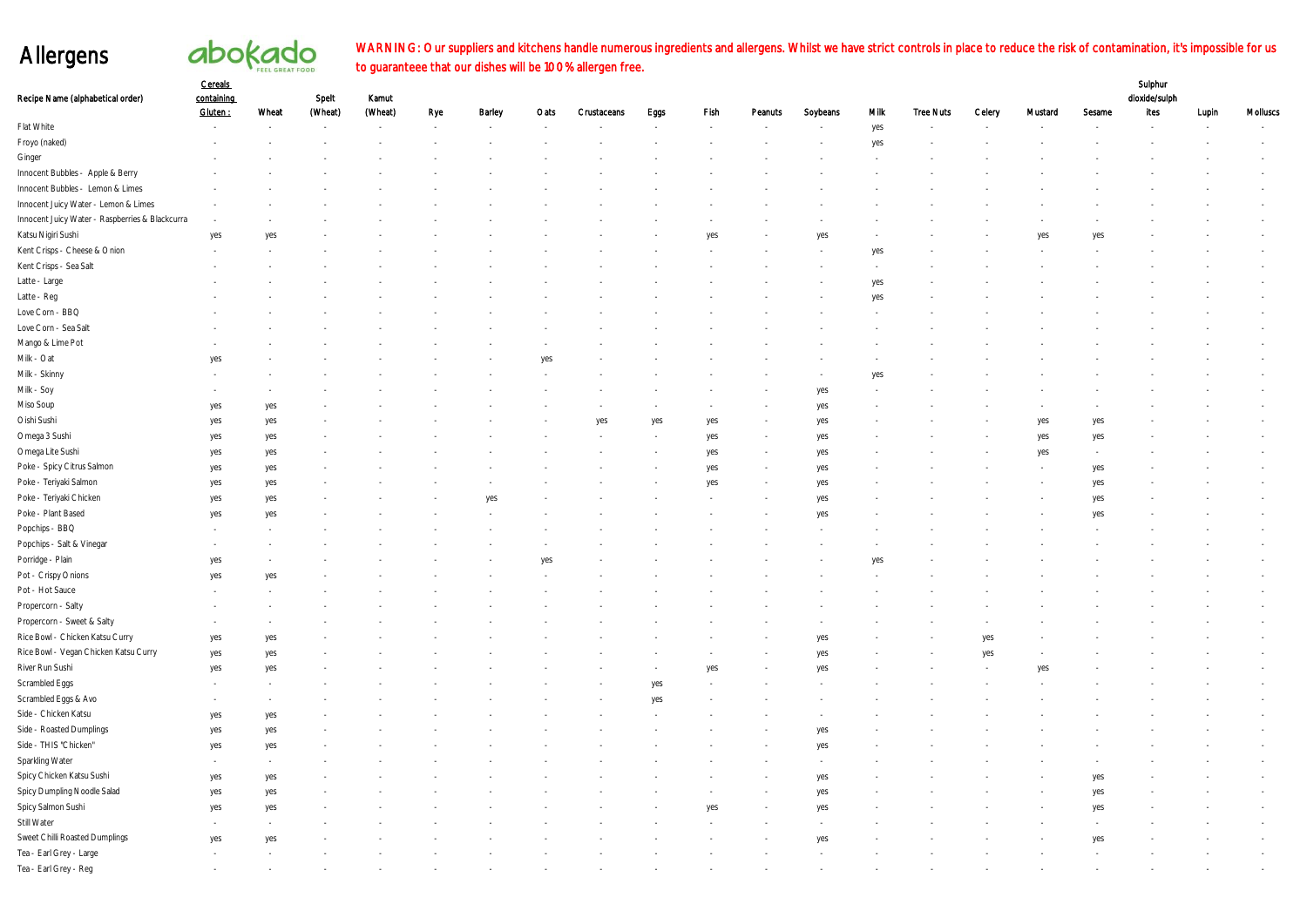# Allergens

abokado FEEL GREAT FOOD

**WARNING: Our suppliers and kitchens handle numerous ingredients and allergens. Whilst we have strict controls in place to reduce the risk of contamination, it's impossible for us to guaranteee that our dishes will be 100% allergen free.**

| Recipe Name (alphabetical order) | Cereals containing Gluten: | Wheat | Spelt (Wheat) | Kamut (Wheat) | Rye | Barley | Oats | Crustaceans | Eggs | Fish | Peanuts | Soybeans | Milk | Tree Nuts | Celery | Mustard | Sesame | Sulphur dioxide/sulphites | Lupin | Molluscs |
|---|---|---|---|---|---|---|---|---|---|---|---|---|---|---|---|---|---|---|---|---|
| Flat White | - | - | - | - | - | - | - | - | - | - | - | - | yes | - | - | - | - | - | - | - |
| Froyo (naked) | - | - | - | - | - | - | - | - | - | - | - | - | yes | - | - | - | - | - | - | - |
| Ginger | - | - | - | - | - | - | - | - | - | - | - | - | - | - | - | - | - | - | - | - |
| Innocent Bubbles - Apple & Berry | - | - | - | - | - | - | - | - | - | - | - | - | - | - | - | - | - | - | - | - |
| Innocent Bubbles - Lemon & Limes | - | - | - | - | - | - | - | - | - | - | - | - | - | - | - | - | - | - | - | - |
| Innocent Juicy Water - Lemon & Limes | - | - | - | - | - | - | - | - | - | - | - | - | - | - | - | - | - | - | - | - |
| Innocent Juicy Water - Raspberries & Blackcurra | - | - | - | - | - | - | - | - | - | - | - | - | - | - | - | - | - | - | - | - |
| Katsu Nigiri Sushi | yes | yes | - | - | - | - | - | - | - | yes | - | yes | - | - | - | yes | yes | - | - | - |
| Kent Crisps - Cheese & Onion | - | - | - | - | - | - | - | - | - | - | - | - | yes | - | - | - | - | - | - | - |
| Kent Crisps - Sea Salt | - | - | - | - | - | - | - | - | - | - | - | - | - | - | - | - | - | - | - | - |
| Latte - Large | - | - | - | - | - | - | - | - | - | - | - | - | yes | - | - | - | - | - | - | - |
| Latte - Reg | - | - | - | - | - | - | - | - | - | - | - | - | yes | - | - | - | - | - | - | - |
| Love Corn - BBQ | - | - | - | - | - | - | - | - | - | - | - | - | - | - | - | - | - | - | - | - |
| Love Corn - Sea Salt | - | - | - | - | - | - | - | - | - | - | - | - | - | - | - | - | - | - | - | - |
| Mango & Lime Pot | - | - | - | - | - | - | - | - | - | - | - | - | - | - | - | - | - | - | - | - |
| Milk - Oat | yes | - | - | - | - | - | yes | - | - | - | - | - | - | - | - | - | - | - | - | - |
| Milk - Skinny | - | - | - | - | - | - | - | - | - | - | - | - | yes | - | - | - | - | - | - | - |
| Milk - Soy | - | - | - | - | - | - | - | - | - | - | - | yes | - | - | - | - | - | - | - | - |
| Miso Soup | yes | yes | - | - | - | - | - | - | - | - | - | yes | - | - | - | - | - | - | - | - |
| Oishi Sushi | yes | yes | - | - | - | - | - | yes | yes | yes | - | yes | - | - | - | yes | yes | - | - | - |
| Omega 3 Sushi | yes | yes | - | - | - | - | - | - | - | yes | - | yes | - | - | - | yes | yes | - | - | - |
| Omega Lite Sushi | yes | yes | - | - | - | - | - | - | - | yes | - | yes | - | - | - | yes | - | - | - | - |
| Poke - Spicy Citrus Salmon | yes | yes | - | - | - | - | - | - | - | yes | - | yes | - | - | - | - | yes | - | - | - |
| Poke - Teriyaki Salmon | yes | yes | - | - | - | - | - | - | - | yes | - | yes | - | - | - | - | yes | - | - | - |
| Poke - Teriyaki Chicken | yes | yes | - | - | - | yes | - | - | - | - | - | yes | - | - | - | - | yes | - | - | - |
| Poke - Plant Based | yes | yes | - | - | - | - | - | - | - | - | - | yes | - | - | - | - | yes | - | - | - |
| Popchips - BBQ | - | - | - | - | - | - | - | - | - | - | - | - | - | - | - | - | - | - | - | - |
| Popchips - Salt & Vinegar | - | - | - | - | - | - | - | - | - | - | - | - | - | - | - | - | - | - | - | - |
| Porridge - Plain | yes | - | - | - | - | - | yes | - | - | - | - | - | yes | - | - | - | - | - | - | - |
| Pot - Crispy Onions | yes | yes | - | - | - | - | - | - | - | - | - | - | - | - | - | - | - | - | - | - |
| Pot - Hot Sauce | - | - | - | - | - | - | - | - | - | - | - | - | - | - | - | - | - | - | - | - |
| Propercorn - Salty | - | - | - | - | - | - | - | - | - | - | - | - | - | - | - | - | - | - | - | - |
| Propercorn - Sweet & Salty | - | - | - | - | - | - | - | - | - | - | - | - | - | - | - | - | - | - | - | - |
| Rice Bowl - Chicken Katsu Curry | yes | yes | - | - | - | - | - | - | - | - | - | yes | - | - | yes | - | - | - | - | - |
| Rice Bowl - Vegan Chicken Katsu Curry | yes | yes | - | - | - | - | - | - | - | - | - | yes | - | - | yes | - | - | - | - | - |
| River Run Sushi | yes | yes | - | - | - | - | - | - | - | yes | - | yes | - | - | - | yes | - | - | - | - |
| Scrambled Eggs | - | - | - | - | - | - | - | - | yes | - | - | - | - | - | - | - | - | - | - | - |
| Scrambled Eggs & Avo | - | - | - | - | - | - | - | - | yes | - | - | - | - | - | - | - | - | - | - | - |
| Side - Chicken Katsu | yes | yes | - | - | - | - | - | - | - | - | - | - | - | - | - | - | - | - | - | - |
| Side - Roasted Dumplings | yes | yes | - | - | - | - | - | - | - | - | - | yes | - | - | - | - | - | - | - | - |
| Side - THIS "Chicken" | yes | yes | - | - | - | - | - | - | - | - | - | yes | - | - | - | - | - | - | - | - |
| Sparkling Water | - | - | - | - | - | - | - | - | - | - | - | - | - | - | - | - | - | - | - | - |
| Spicy Chicken Katsu Sushi | yes | yes | - | - | - | - | - | - | - | - | - | yes | - | - | - | - | yes | - | - | - |
| Spicy Dumpling Noodle Salad | yes | yes | - | - | - | - | - | - | - | - | - | yes | - | - | - | - | yes | - | - | - |
| Spicy Salmon Sushi | yes | yes | - | - | - | - | - | - | - | yes | - | yes | - | - | - | - | yes | - | - | - |
| Still Water | - | - | - | - | - | - | - | - | - | - | - | - | - | - | - | - | - | - | - | - |
| Sweet Chilli Roasted Dumplings | yes | yes | - | - | - | - | - | - | - | - | - | yes | - | - | - | - | yes | - | - | - |
| Tea - Earl Grey - Large | - | - | - | - | - | - | - | - | - | - | - | - | - | - | - | - | - | - | - | - |
| Tea - Earl Grey - Reg | - | - | - | - | - | - | - | - | - | - | - | - | - | - | - | - | - | - | - | - |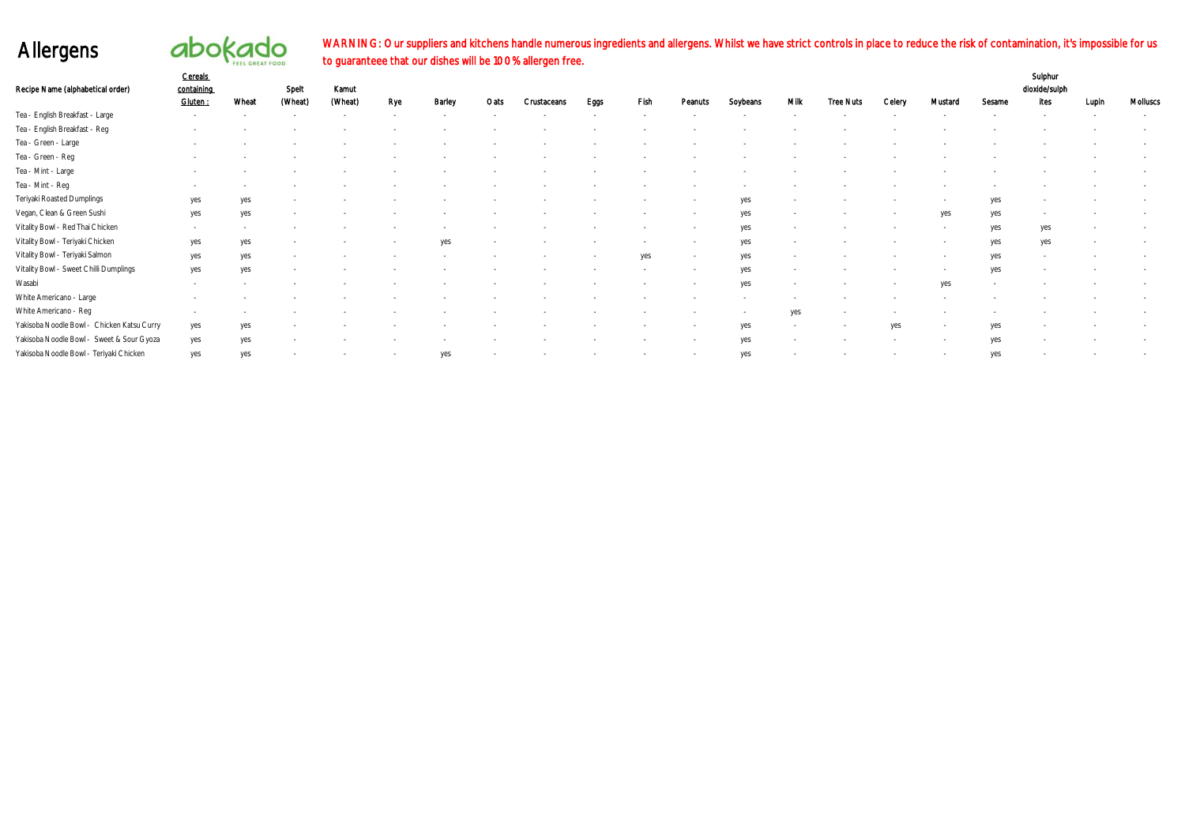# Allergens

abokado FEEL GREAT FOOD

**WARNING: Our suppliers and kitchens handle numerous ingredients and allergens. Whilst we have strict controls in place to reduce the risk of contamination, it's impossible for us to guaranteee that our dishes will be 100% allergen free.**

| Recipe Name (alphabetical order) | Cereals containing Gluten : | Wheat | Spelt (Wheat) | Kamut (Wheat) | Rye | Barley | Oats | Crustaceans | Eggs | Fish | Peanuts | Soybeans | Milk | Tree Nuts | Celery | Mustard | Sesame | Sulphur dioxide/sulphites | Lupin | Molluscs |
|---|---|---|---|---|---|---|---|---|---|---|---|---|---|---|---|---|---|---|---|---|
| Tea - English Breakfast - Large | - | - | - | - | - | - | - | - | - | - | - | - | - | - | - | - | - | - | - | - |
| Tea - English Breakfast - Reg | - | - | - | - | - | - | - | - | - | - | - | - | - | - | - | - | - | - | - | - |
| Tea - Green - Large | - | - | - | - | - | - | - | - | - | - | - | - | - | - | - | - | - | - | - | - |
| Tea - Green - Reg | - | - | - | - | - | - | - | - | - | - | - | - | - | - | - | - | - | - | - | - |
| Tea - Mint - Large | - | - | - | - | - | - | - | - | - | - | - | - | - | - | - | - | - | - | - | - |
| Tea - Mint - Reg | - | - | - | - | - | - | - | - | - | - | - | - | - | - | - | - | - | - | - | - |
| Teriyaki Roasted Dumplings | yes | yes | - | - | - | - | - | - | - | - | - | yes | - | - | - | - | yes | - | - | - |
| Vegan, Clean & Green Sushi | yes | yes | - | - | - | - | - | - | - | - | - | yes | - | - | - | yes | yes | - | - | - |
| Vitality Bowl - Red Thai Chicken | - | - | - | - | - | - | - | - | - | - | - | yes | - | - | - | - | yes | yes | - | - |
| Vitality Bowl - Teriyaki Chicken | yes | yes | - | - | - | yes | - | - | - | - | - | yes | - | - | - | - | yes | yes | - | - |
| Vitality Bowl - Teriyaki Salmon | yes | yes | - | - | - | - | - | - | - | yes | - | yes | - | - | - | - | yes | - | - | - |
| Vitality Bowl - Sweet Chilli Dumplings | yes | yes | - | - | - | - | - | - | - | - | - | yes | - | - | - | - | yes | - | - | - |
| Wasabi | - | - | - | - | - | - | - | - | - | - | - | yes | - | - | - | yes | - | - | - | - |
| White Americano - Large | - | - | - | - | - | - | - | - | - | - | - | - | - | - | - | - | - | - | - | - |
| White Americano - Reg | - | - | - | - | - | - | - | - | - | - | - | - | yes | - | - | - | - | - | - | - |
| Yakisoba Noodle Bowl - Chicken Katsu Curry | yes | yes | - | - | - | - | - | - | - | - | - | yes | - | - | yes | - | yes | - | - | - |
| Yakisoba Noodle Bowl - Sweet & Sour Gyoza | yes | yes | - | - | - | - | - | - | - | - | - | yes | - | - | - | - | yes | - | - | - |
| Yakisoba Noodle Bowl - Teriyaki Chicken | yes | yes | - | - | - | yes | - | - | - | - | - | yes | - | - | - | - | yes | - | - | - |